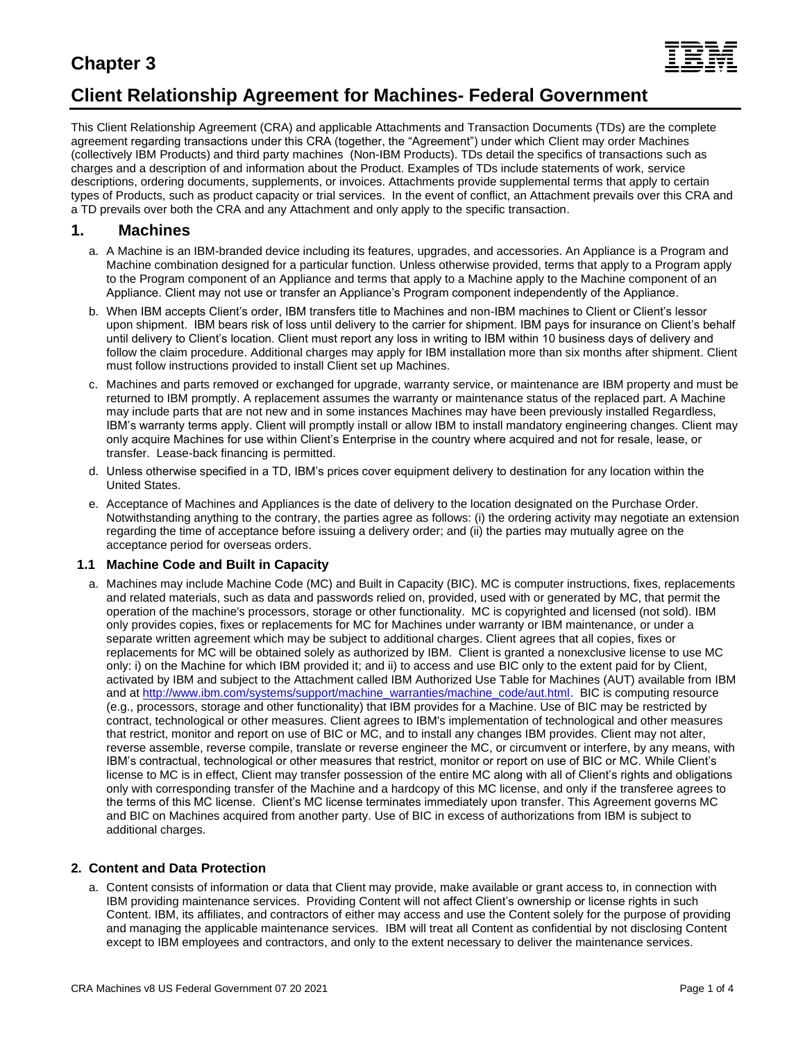# Chapter 3

# Client Relationship Agreement for Machines- Federal Government

This Client Relationship Agreement (CRA) and applicable Attachments and Transaction Documents (TDs) are the complete agreement regarding transactions under this CRA (together, the "Agreement") under which Client may order Machines (collectively IBM Products) and third party machines (Non-IBM Products). TDs detail the specifics of transactions such as charges and a description of and information about the Product. Examples of TDs include statements of work, service descriptions, ordering documents, supplements, or invoices. Attachments provide supplemental terms that apply to certain types of Products, such as product capacity or trial services. In the event of conflict, an Attachment prevails over this CRA and a TD prevails over both the CRA and any Attachment and only apply to the specific transaction.

## 1. Machines

a. A Machine is an IBM-branded device including its features, upgrades, and accessories. An Appliance is a Program and Machine combination designed for a particular function. Unless otherwise provided, terms that apply to a Program apply to the Program component of an Appliance and terms that apply to a Machine apply to the Machine component of an Appliance. Client may not use or transfer an Appliance's Program component independently of the Appliance.

b. When IBM accepts Client's order, IBM transfers title to Machines and non-IBM machines to Client or Client's lessor upon shipment. IBM bears risk of loss until delivery to the carrier for shipment. IBM pays for insurance on Client's behalf until delivery to Client's location. Client must report any loss in writing to IBM within 10 business days of delivery and follow the claim procedure. Additional charges may apply for IBM installation more than six months after shipment. Client must follow instructions provided to install Client set up Machines.

c. Machines and parts removed or exchanged for upgrade, warranty service, or maintenance are IBM property and must be returned to IBM promptly. A replacement assumes the warranty or maintenance status of the replaced part. A Machine may include parts that are not new and in some instances Machines may have been previously installed Regardless, IBM's warranty terms apply. Client will promptly install or allow IBM to install mandatory engineering changes. Client may only acquire Machines for use within Client's Enterprise in the country where acquired and not for resale, lease, or transfer. Lease-back financing is permitted.

d. Unless otherwise specified in a TD, IBM's prices cover equipment delivery to destination for any location within the United States.

e. Acceptance of Machines and Appliances is the date of delivery to the location designated on the Purchase Order. Notwithstanding anything to the contrary, the parties agree as follows: (i) the ordering activity may negotiate an extension regarding the time of acceptance before issuing a delivery order; and (ii) the parties may mutually agree on the acceptance period for overseas orders.

### 1.1 Machine Code and Built in Capacity

a. Machines may include Machine Code (MC) and Built in Capacity (BIC). MC is computer instructions, fixes, replacements and related materials, such as data and passwords relied on, provided, used with or generated by MC, that permit the operation of the machine's processors, storage or other functionality. MC is copyrighted and licensed (not sold). IBM only provides copies, fixes or replacements for MC for Machines under warranty or IBM maintenance, or under a separate written agreement which may be subject to additional charges. Client agrees that all copies, fixes or replacements for MC will be obtained solely as authorized by IBM. Client is granted a nonexclusive license to use MC only: i) on the Machine for which IBM provided it; and ii) to access and use BIC only to the extent paid for by Client, activated by IBM and subject to the Attachment called IBM Authorized Use Table for Machines (AUT) available from IBM and at [http://www.ibm.com/systems/support/machine_warranties/machine_code/aut.html](http://www.ibm.com/systems/support/machine_warranties/machine_code/aut.html). BIC is computing resource (e.g., processors, storage and other functionality) that IBM provides for a Machine. Use of BIC may be restricted by contract, technological or other measures. Client agrees to IBM's implementation of technological and other measures that restrict, monitor and report on use of BIC or MC, and to install any changes IBM provides. Client may not alter, reverse assemble, reverse compile, translate or reverse engineer the MC, or circumvent or interfere, by any means, with IBM's contractual, technological or other measures that restrict, monitor or report on use of BIC or MC. While Client's license to MC is in effect, Client may transfer possession of the entire MC along with all of Client's rights and obligations only with corresponding transfer of the Machine and a hardcopy of this MC license, and only if the transferee agrees to the terms of this MC license. Client's MC license terminates immediately upon transfer. This Agreement governs MC and BIC on Machines acquired from another party. Use of BIC in excess of authorizations from IBM is subject to additional charges.

### 2. Content and Data Protection

a. Content consists of information or data that Client may provide, make available or grant access to, in connection with IBM providing maintenance services. Providing Content will not affect Client's ownership or license rights in such Content. IBM, its affiliates, and contractors of either may access and use the Content solely for the purpose of providing and managing the applicable maintenance services. IBM will treat all Content as confidential by not disclosing Content except to IBM employees and contractors, and only to the extent necessary to deliver the maintenance services.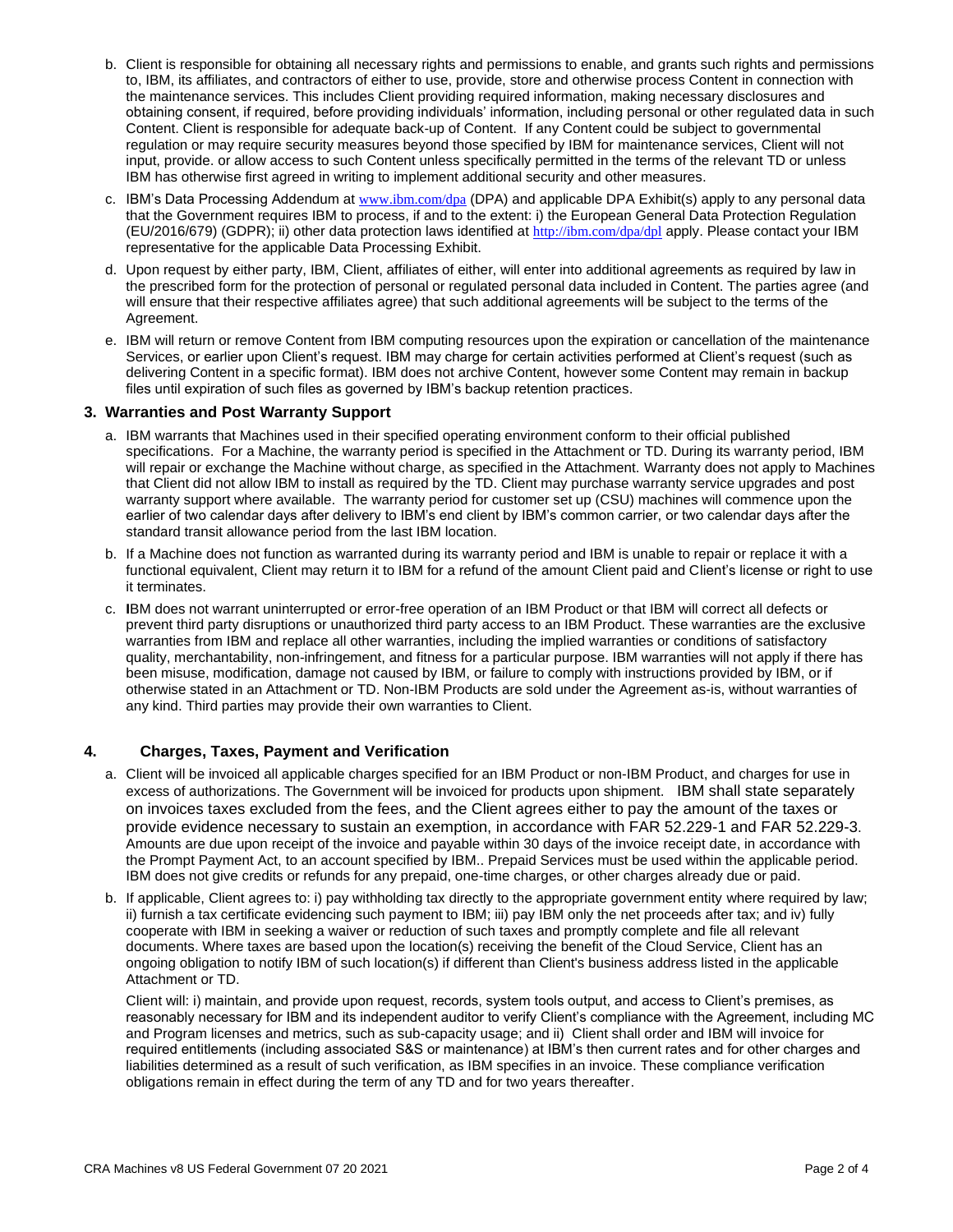b. Client is responsible for obtaining all necessary rights and permissions to enable, and grants such rights and permissions to, IBM, its affiliates, and contractors of either to use, provide, store and otherwise process Content in connection with the maintenance services. This includes Client providing required information, making necessary disclosures and obtaining consent, if required, before providing individuals' information, including personal or other regulated data in such Content. Client is responsible for adequate back-up of Content. If any Content could be subject to governmental regulation or may require security measures beyond those specified by IBM for maintenance services, Client will not input, provide. or allow access to such Content unless specifically permitted in the terms of the relevant TD or unless IBM has otherwise first agreed in writing to implement additional security and other measures.

c. IBM's Data Processing Addendum at www.ibm.com/dpa (DPA) and applicable DPA Exhibit(s) apply to any personal data that the Government requires IBM to process, if and to the extent: i) the European General Data Protection Regulation (EU/2016/679) (GDPR); ii) other data protection laws identified at http://ibm.com/dpa/dpl apply. Please contact your IBM representative for the applicable Data Processing Exhibit.

d. Upon request by either party, IBM, Client, affiliates of either, will enter into additional agreements as required by law in the prescribed form for the protection of personal or regulated personal data included in Content. The parties agree (and will ensure that their respective affiliates agree) that such additional agreements will be subject to the terms of the Agreement.

e. IBM will return or remove Content from IBM computing resources upon the expiration or cancellation of the maintenance Services, or earlier upon Client's request. IBM may charge for certain activities performed at Client's request (such as delivering Content in a specific format). IBM does not archive Content, however some Content may remain in backup files until expiration of such files as governed by IBM's backup retention practices.

### 3. Warranties and Post Warranty Support

a. IBM warrants that Machines used in their specified operating environment conform to their official published specifications. For a Machine, the warranty period is specified in the Attachment or TD. During its warranty period, IBM will repair or exchange the Machine without charge, as specified in the Attachment. Warranty does not apply to Machines that Client did not allow IBM to install as required by the TD. Client may purchase warranty service upgrades and post warranty support where available. The warranty period for customer set up (CSU) machines will commence upon the earlier of two calendar days after delivery to IBM's end client by IBM's common carrier, or two calendar days after the standard transit allowance period from the last IBM location.

b. If a Machine does not function as warranted during its warranty period and IBM is unable to repair or replace it with a functional equivalent, Client may return it to IBM for a refund of the amount Client paid and Client's license or right to use it terminates.

c. IBM does not warrant uninterrupted or error-free operation of an IBM Product or that IBM will correct all defects or prevent third party disruptions or unauthorized third party access to an IBM Product. These warranties are the exclusive warranties from IBM and replace all other warranties, including the implied warranties or conditions of satisfactory quality, merchantability, non-infringement, and fitness for a particular purpose. IBM warranties will not apply if there has been misuse, modification, damage not caused by IBM, or failure to comply with instructions provided by IBM, or if otherwise stated in an Attachment or TD. Non-IBM Products are sold under the Agreement as-is, without warranties of any kind. Third parties may provide their own warranties to Client.

### 4. Charges, Taxes, Payment and Verification

a. Client will be invoiced all applicable charges specified for an IBM Product or non-IBM Product, and charges for use in excess of authorizations. The Government will be invoiced for products upon shipment. IBM shall state separately on invoices taxes excluded from the fees, and the Client agrees either to pay the amount of the taxes or provide evidence necessary to sustain an exemption, in accordance with FAR 52.229-1 and FAR 52.229-3. Amounts are due upon receipt of the invoice and payable within 30 days of the invoice receipt date, in accordance with the Prompt Payment Act, to an account specified by IBM.. Prepaid Services must be used within the applicable period. IBM does not give credits or refunds for any prepaid, one-time charges, or other charges already due or paid.

b. If applicable, Client agrees to: i) pay withholding tax directly to the appropriate government entity where required by law; ii) furnish a tax certificate evidencing such payment to IBM; iii) pay IBM only the net proceeds after tax; and iv) fully cooperate with IBM in seeking a waiver or reduction of such taxes and promptly complete and file all relevant documents. Where taxes are based upon the location(s) receiving the benefit of the Cloud Service, Client has an ongoing obligation to notify IBM of such location(s) if different than Client's business address listed in the applicable Attachment or TD.

   Client will: i) maintain, and provide upon request, records, system tools output, and access to Client's premises, as reasonably necessary for IBM and its independent auditor to verify Client's compliance with the Agreement, including MC and Program licenses and metrics, such as sub-capacity usage; and ii) Client shall order and IBM will invoice for required entitlements (including associated S&S or maintenance) at IBM's then current rates and for other charges and liabilities determined as a result of such verification, as IBM specifies in an invoice. These compliance verification obligations remain in effect during the term of any TD and for two years thereafter.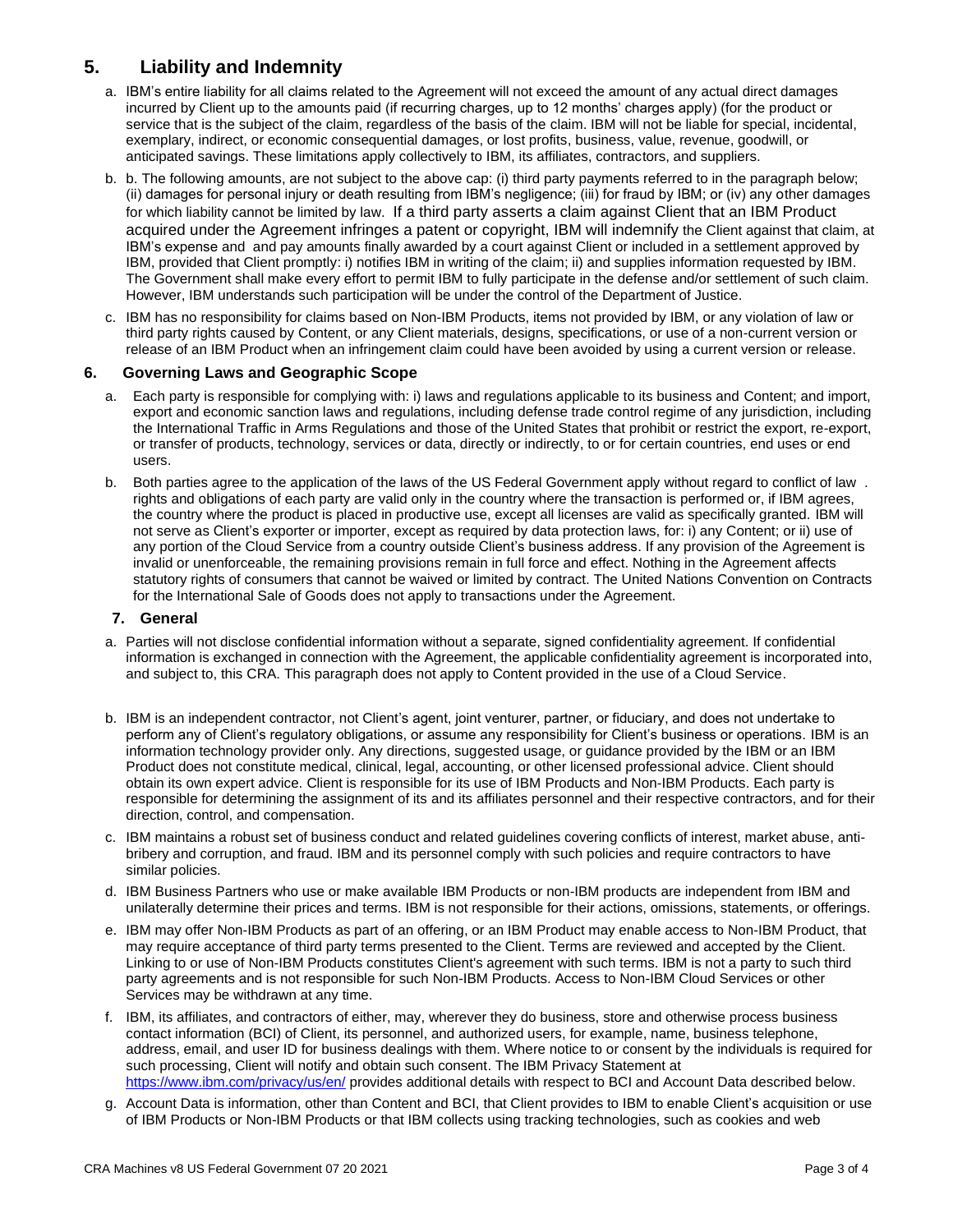## 5. Liability and Indemnity

a. IBM's entire liability for all claims related to the Agreement will not exceed the amount of any actual direct damages incurred by Client up to the amounts paid (if recurring charges, up to 12 months' charges apply) (for the product or service that is the subject of the claim, regardless of the basis of the claim. IBM will not be liable for special, incidental, exemplary, indirect, or economic consequential damages, or lost profits, business, value, revenue, goodwill, or anticipated savings. These limitations apply collectively to IBM, its affiliates, contractors, and suppliers.

b. b. The following amounts, are not subject to the above cap: (i) third party payments referred to in the paragraph below; (ii) damages for personal injury or death resulting from IBM's negligence; (iii) for fraud by IBM; or (iv) any other damages for which liability cannot be limited by law. If a third party asserts a claim against Client that an IBM Product acquired under the Agreement infringes a patent or copyright, IBM will indemnify the Client against that claim, at IBM's expense and and pay amounts finally awarded by a court against Client or included in a settlement approved by IBM, provided that Client promptly: i) notifies IBM in writing of the claim; ii) and supplies information requested by IBM. The Government shall make every effort to permit IBM to fully participate in the defense and/or settlement of such claim. However, IBM understands such participation will be under the control of the Department of Justice.

c. IBM has no responsibility for claims based on Non-IBM Products, items not provided by IBM, or any violation of law or third party rights caused by Content, or any Client materials, designs, specifications, or use of a non-current version or release of an IBM Product when an infringement claim could have been avoided by using a current version or release.

## 6. Governing Laws and Geographic Scope

a. Each party is responsible for complying with: i) laws and regulations applicable to its business and Content; and import, export and economic sanction laws and regulations, including defense trade control regime of any jurisdiction, including the International Traffic in Arms Regulations and those of the United States that prohibit or restrict the export, re-export, or transfer of products, technology, services or data, directly or indirectly, to or for certain countries, end uses or end users.

b. Both parties agree to the application of the laws of the US Federal Government apply without regard to conflict of law . rights and obligations of each party are valid only in the country where the transaction is performed or, if IBM agrees, the country where the product is placed in productive use, except all licenses are valid as specifically granted. IBM will not serve as Client's exporter or importer, except as required by data protection laws, for: i) any Content; or ii) use of any portion of the Cloud Service from a country outside Client's business address. If any provision of the Agreement is invalid or unenforceable, the remaining provisions remain in full force and effect. Nothing in the Agreement affects statutory rights of consumers that cannot be waived or limited by contract. The United Nations Convention on Contracts for the International Sale of Goods does not apply to transactions under the Agreement.

## 7. General

a. Parties will not disclose confidential information without a separate, signed confidentiality agreement. If confidential information is exchanged in connection with the Agreement, the applicable confidentiality agreement is incorporated into, and subject to, this CRA. This paragraph does not apply to Content provided in the use of a Cloud Service.

b. IBM is an independent contractor, not Client's agent, joint venturer, partner, or fiduciary, and does not undertake to perform any of Client's regulatory obligations, or assume any responsibility for Client's business or operations. IBM is an information technology provider only. Any directions, suggested usage, or guidance provided by the IBM or an IBM Product does not constitute medical, clinical, legal, accounting, or other licensed professional advice. Client should obtain its own expert advice. Client is responsible for its use of IBM Products and Non-IBM Products. Each party is responsible for determining the assignment of its and its affiliates personnel and their respective contractors, and for their direction, control, and compensation.

c. IBM maintains a robust set of business conduct and related guidelines covering conflicts of interest, market abuse, anti-bribery and corruption, and fraud. IBM and its personnel comply with such policies and require contractors to have similar policies.

d. IBM Business Partners who use or make available IBM Products or non-IBM products are independent from IBM and unilaterally determine their prices and terms. IBM is not responsible for their actions, omissions, statements, or offerings.

e. IBM may offer Non-IBM Products as part of an offering, or an IBM Product may enable access to Non-IBM Product, that may require acceptance of third party terms presented to the Client. Terms are reviewed and accepted by the Client. Linking to or use of Non-IBM Products constitutes Client's agreement with such terms. IBM is not a party to such third party agreements and is not responsible for such Non-IBM Products. Access to Non-IBM Cloud Services or other Services may be withdrawn at any time.

f. IBM, its affiliates, and contractors of either, may, wherever they do business, store and otherwise process business contact information (BCI) of Client, its personnel, and authorized users, for example, name, business telephone, address, email, and user ID for business dealings with them. Where notice to or consent by the individuals is required for such processing, Client will notify and obtain such consent. The IBM Privacy Statement at https://www.ibm.com/privacy/us/en/ provides additional details with respect to BCI and Account Data described below.

g. Account Data is information, other than Content and BCI, that Client provides to IBM to enable Client's acquisition or use of IBM Products or Non-IBM Products or that IBM collects using tracking technologies, such as cookies and web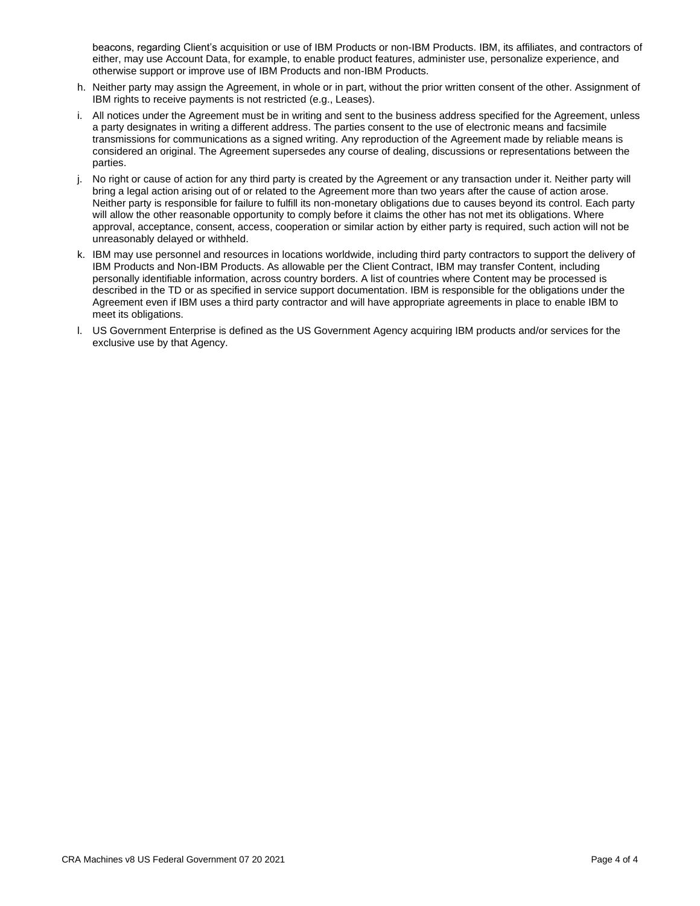beacons, regarding Client's acquisition or use of IBM Products or non-IBM Products. IBM, its affiliates, and contractors of either, may use Account Data, for example, to enable product features, administer use, personalize experience, and otherwise support or improve use of IBM Products and non-IBM Products.

h. Neither party may assign the Agreement, in whole or in part, without the prior written consent of the other. Assignment of IBM rights to receive payments is not restricted (e.g., Leases).

i. All notices under the Agreement must be in writing and sent to the business address specified for the Agreement, unless a party designates in writing a different address. The parties consent to the use of electronic means and facsimile transmissions for communications as a signed writing. Any reproduction of the Agreement made by reliable means is considered an original. The Agreement supersedes any course of dealing, discussions or representations between the parties.

j. No right or cause of action for any third party is created by the Agreement or any transaction under it. Neither party will bring a legal action arising out of or related to the Agreement more than two years after the cause of action arose. Neither party is responsible for failure to fulfill its non-monetary obligations due to causes beyond its control. Each party will allow the other reasonable opportunity to comply before it claims the other has not met its obligations. Where approval, acceptance, consent, access, cooperation or similar action by either party is required, such action will not be unreasonably delayed or withheld.

k. IBM may use personnel and resources in locations worldwide, including third party contractors to support the delivery of IBM Products and Non-IBM Products. As allowable per the Client Contract, IBM may transfer Content, including personally identifiable information, across country borders. A list of countries where Content may be processed is described in the TD or as specified in service support documentation. IBM is responsible for the obligations under the Agreement even if IBM uses a third party contractor and will have appropriate agreements in place to enable IBM to meet its obligations.

l. US Government Enterprise is defined as the US Government Agency acquiring IBM products and/or services for the exclusive use by that Agency.